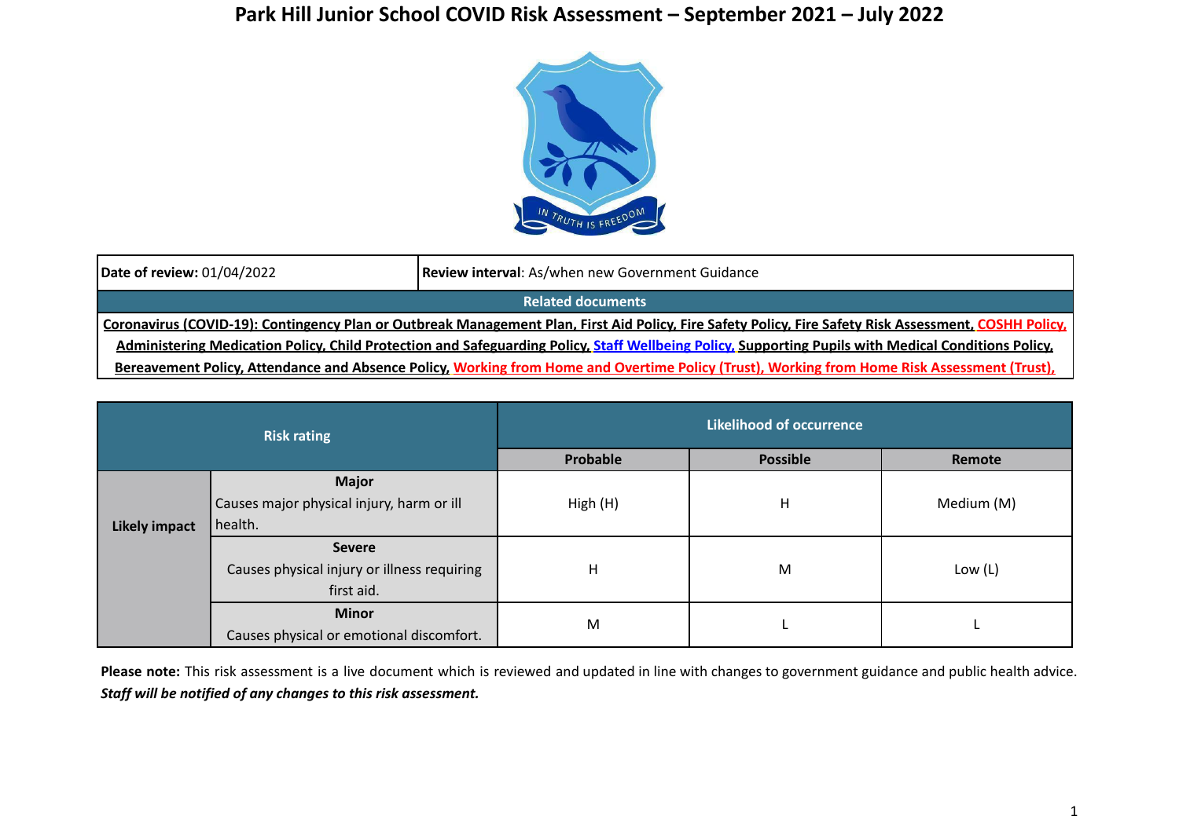# Park Hill Junior School COVID Risk Assessment – September 2021 – July 2022

| **Date of review:** 01/04/2022 | **Review interval**: As/when new Government Guidance |
|---|---|
| **Related documents** | |
| **Coronavirus (COVID-19): Contingency Plan or Outbreak Management Plan, First Aid Policy, Fire Safety Policy, Fire Safety Risk Assessment, COSHH Policy, Administering Medication Policy, Child Protection and Safeguarding Policy, Staff Wellbeing Policy, Supporting Pupils with Medical Conditions Policy, Bereavement Policy, Attendance and Absence Policy, Working from Home and Overtime Policy (Trust), Working from Home Risk Assessment (Trust),** | |

| Risk rating | | Likelihood of occurrence | | |
|---|---|---|---|---|
| | | **Probable** | **Possible** | **Remote** |
| **Likely impact** | **Major** Causes major physical injury, harm or ill health. | High (H) | H | Medium (M) |
| | **Severe** Causes physical injury or illness requiring first aid. | H | M | Low (L) |
| | **Minor** Causes physical or emotional discomfort. | M | L | L |

**Please note:** This risk assessment is a live document which is reviewed and updated in line with changes to government guidance and public health advice. ***Staff will be notified of any changes to this risk assessment.***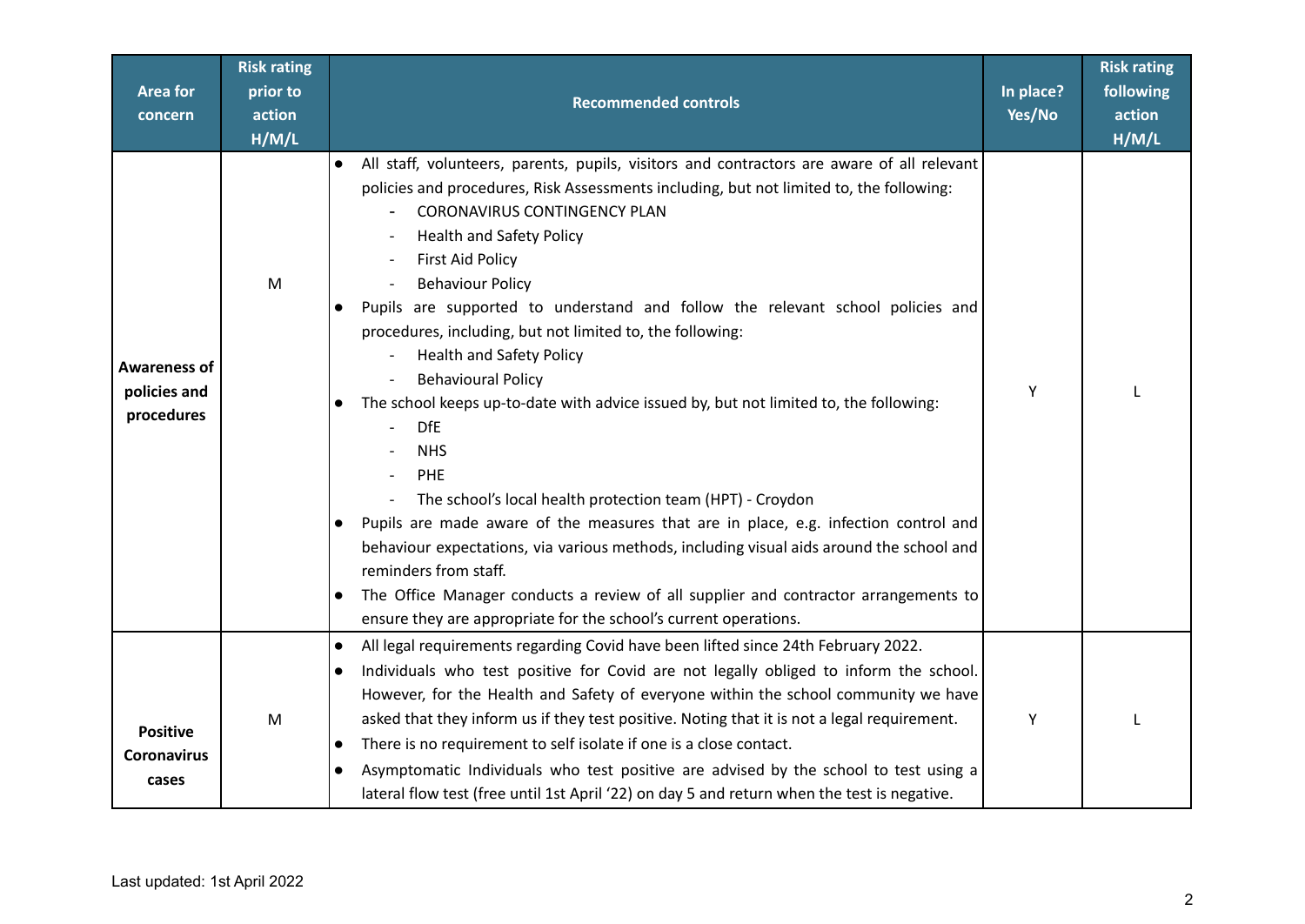| Area for concern | Risk rating prior to action H/M/L | Recommended controls | In place? Yes/No | Risk rating following action H/M/L |
|---|---|---|---|---|
| **Awareness of policies and procedures** | M | • All staff, volunteers, parents, pupils, visitors and contractors are aware of all relevant policies and procedures, Risk Assessments including, but not limited to, the following:<br>- CORONAVIRUS CONTINGENCY PLAN<br>- Health and Safety Policy<br>- First Aid Policy<br>- Behaviour Policy<br>• Pupils are supported to understand and follow the relevant school policies and procedures, including, but not limited to, the following:<br>- Health and Safety Policy<br>- Behavioural Policy<br>• The school keeps up-to-date with advice issued by, but not limited to, the following:<br>- DfE<br>- NHS<br>- PHE<br>- The school's local health protection team (HPT) - Croydon<br>• Pupils are made aware of the measures that are in place, e.g. infection control and behaviour expectations, via various methods, including visual aids around the school and reminders from staff.<br>• The Office Manager conducts a review of all supplier and contractor arrangements to ensure they are appropriate for the school's current operations. | Y | L |
| **Positive Coronavirus cases** | M | • All legal requirements regarding Covid have been lifted since 24th February 2022.<br>• Individuals who test positive for Covid are not legally obliged to inform the school. However, for the Health and Safety of everyone within the school community we have asked that they inform us if they test positive. Noting that it is not a legal requirement.<br>• There is no requirement to self isolate if one is a close contact.<br>• Asymptomatic Individuals who test positive are advised by the school to test using a lateral flow test (free until 1st April '22) on day 5 and return when the test is negative. | Y | L |

Last updated: 1st April 2022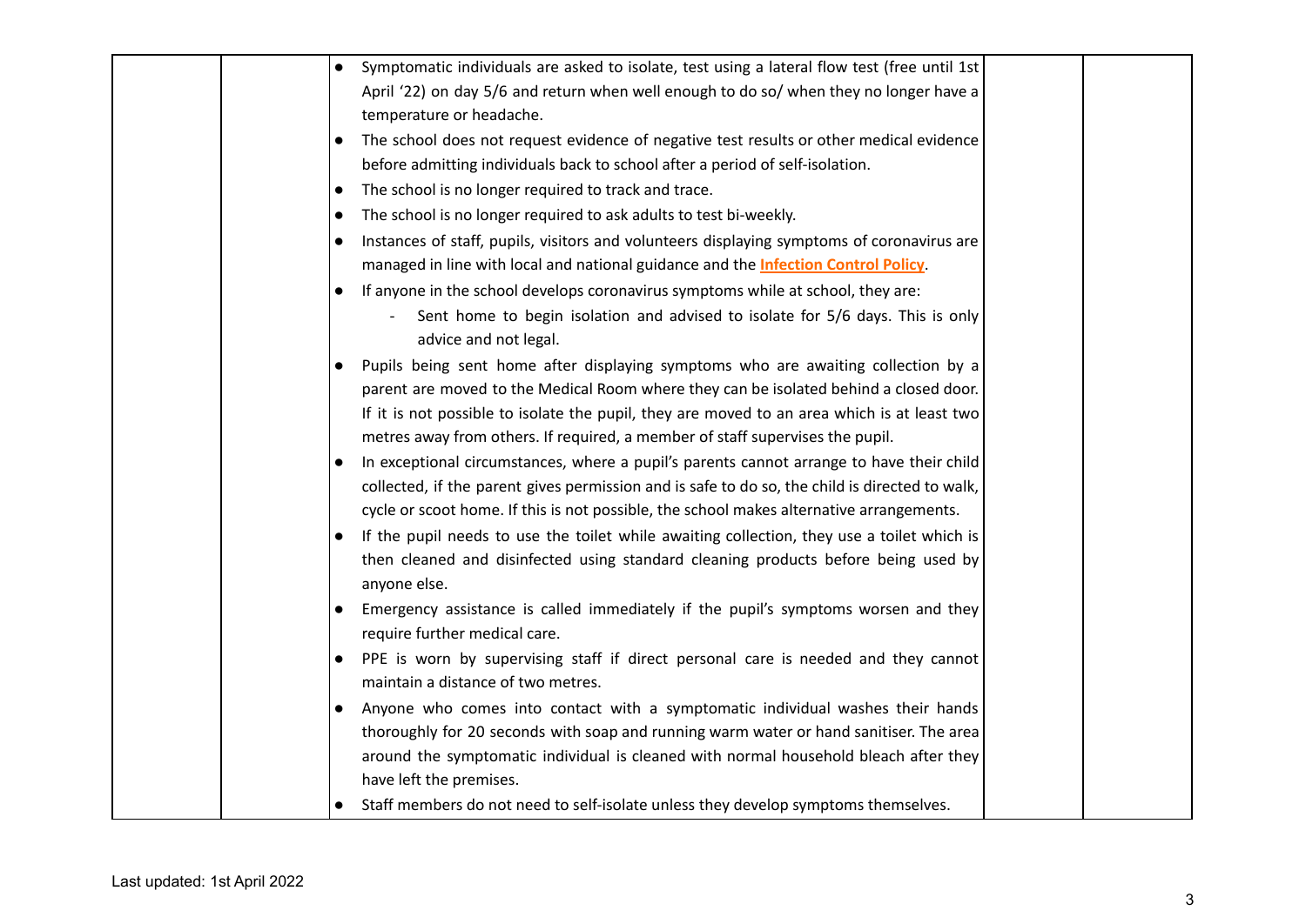| | | | | |
|---|---|---|---|---|
| | | • Symptomatic individuals are asked to isolate, test using a lateral flow test (free until 1st April '22) on day 5/6 and return when well enough to do so/ when they no longer have a temperature or headache.<br>• The school does not request evidence of negative test results or other medical evidence before admitting individuals back to school after a period of self-isolation.<br>• The school is no longer required to track and trace.<br>• The school is no longer required to ask adults to test bi-weekly.<br>• Instances of staff, pupils, visitors and volunteers displaying symptoms of coronavirus are managed in line with local and national guidance and the **Infection Control Policy**.<br>• If anyone in the school develops coronavirus symptoms while at school, they are:<br>  - Sent home to begin isolation and advised to isolate for 5/6 days. This is only advice and not legal.<br>• Pupils being sent home after displaying symptoms who are awaiting collection by a parent are moved to the Medical Room where they can be isolated behind a closed door. If it is not possible to isolate the pupil, they are moved to an area which is at least two metres away from others. If required, a member of staff supervises the pupil.<br>• In exceptional circumstances, where a pupil's parents cannot arrange to have their child collected, if the parent gives permission and is safe to do so, the child is directed to walk, cycle or scoot home. If this is not possible, the school makes alternative arrangements.<br>• If the pupil needs to use the toilet while awaiting collection, they use a toilet which is then cleaned and disinfected using standard cleaning products before being used by anyone else.<br>• Emergency assistance is called immediately if the pupil's symptoms worsen and they require further medical care.<br>• PPE is worn by supervising staff if direct personal care is needed and they cannot maintain a distance of two metres.<br>• Anyone who comes into contact with a symptomatic individual washes their hands thoroughly for 20 seconds with soap and running warm water or hand sanitiser. The area around the symptomatic individual is cleaned with normal household bleach after they have left the premises.<br>• Staff members do not need to self-isolate unless they develop symptoms themselves. | | |

Last updated: 1st April 2022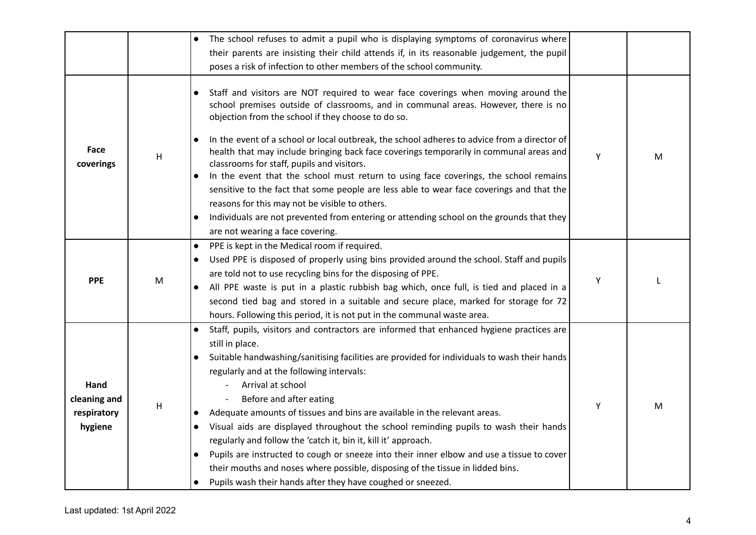| | | | | |
|---|---|---|---|---|
| | | • The school refuses to admit a pupil who is displaying symptoms of coronavirus where their parents are insisting their child attends if, in its reasonable judgement, the pupil poses a risk of infection to other members of the school community. | | |
| **Face coverings** | H | • Staff and visitors are NOT required to wear face coverings when moving around the school premises outside of classrooms, and in communal areas. However, there is no objection from the school if they choose to do so.<br>• In the event of a school or local outbreak, the school adheres to advice from a director of health that may include bringing back face coverings temporarily in communal areas and classrooms for staff, pupils and visitors.<br>• In the event that the school must return to using face coverings, the school remains sensitive to the fact that some people are less able to wear face coverings and that the reasons for this may not be visible to others.<br>• Individuals are not prevented from entering or attending school on the grounds that they are not wearing a face covering. | Y | M |
| **PPE** | M | • PPE is kept in the Medical room if required.<br>• Used PPE is disposed of properly using bins provided around the school. Staff and pupils are told not to use recycling bins for the disposing of PPE.<br>• All PPE waste is put in a plastic rubbish bag which, once full, is tied and placed in a second tied bag and stored in a suitable and secure place, marked for storage for 72 hours. Following this period, it is not put in the communal waste area. | Y | L |
| **Hand cleaning and respiratory hygiene** | H | • Staff, pupils, visitors and contractors are informed that enhanced hygiene practices are still in place.<br>• Suitable handwashing/sanitising facilities are provided for individuals to wash their hands regularly and at the following intervals:<br>&nbsp;&nbsp;- Arrival at school<br>&nbsp;&nbsp;- Before and after eating<br>• Adequate amounts of tissues and bins are available in the relevant areas.<br>• Visual aids are displayed throughout the school reminding pupils to wash their hands regularly and follow the 'catch it, bin it, kill it' approach.<br>• Pupils are instructed to cough or sneeze into their inner elbow and use a tissue to cover their mouths and noses where possible, disposing of the tissue in lidded bins.<br>• Pupils wash their hands after they have coughed or sneezed. | Y | M |

Last updated: 1st April 2022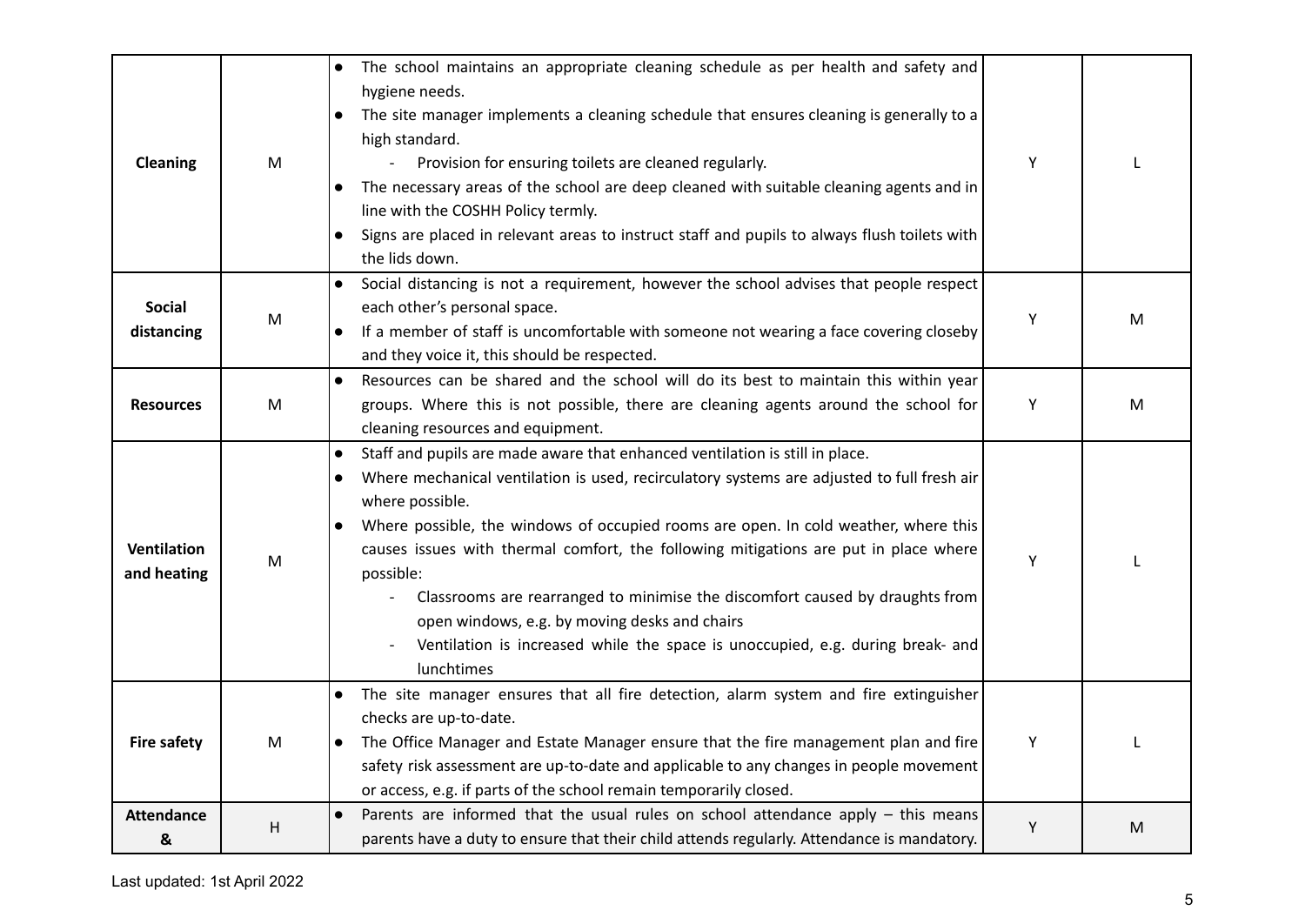| | | | | |
|---|---|---|---|---|
| **Cleaning** | M | • The school maintains an appropriate cleaning schedule as per health and safety and hygiene needs.<br>• The site manager implements a cleaning schedule that ensures cleaning is generally to a high standard.<br>&nbsp;&nbsp;&nbsp;- Provision for ensuring toilets are cleaned regularly.<br>• The necessary areas of the school are deep cleaned with suitable cleaning agents and in line with the COSHH Policy termly.<br>• Signs are placed in relevant areas to instruct staff and pupils to always flush toilets with the lids down. | Y | L |
| **Social distancing** | M | • Social distancing is not a requirement, however the school advises that people respect each other's personal space.<br>• If a member of staff is uncomfortable with someone not wearing a face covering closeby and they voice it, this should be respected. | Y | M |
| **Resources** | M | • Resources can be shared and the school will do its best to maintain this within year groups. Where this is not possible, there are cleaning agents around the school for cleaning resources and equipment. | Y | M |
| **Ventilation and heating** | M | • Staff and pupils are made aware that enhanced ventilation is still in place.<br>• Where mechanical ventilation is used, recirculatory systems are adjusted to full fresh air where possible.<br>• Where possible, the windows of occupied rooms are open. In cold weather, where this causes issues with thermal comfort, the following mitigations are put in place where possible:<br>&nbsp;&nbsp;&nbsp;- Classrooms are rearranged to minimise the discomfort caused by draughts from open windows, e.g. by moving desks and chairs<br>&nbsp;&nbsp;&nbsp;- Ventilation is increased while the space is unoccupied, e.g. during break- and lunchtimes | Y | L |
| **Fire safety** | M | • The site manager ensures that all fire detection, alarm system and fire extinguisher checks are up-to-date.<br>• The Office Manager and Estate Manager ensure that the fire management plan and fire safety risk assessment are up-to-date and applicable to any changes in people movement or access, e.g. if parts of the school remain temporarily closed. | Y | L |
| **Attendance &** | H | • Parents are informed that the usual rules on school attendance apply – this means parents have a duty to ensure that their child attends regularly. Attendance is mandatory. | Y | M |

Last updated: 1st April 2022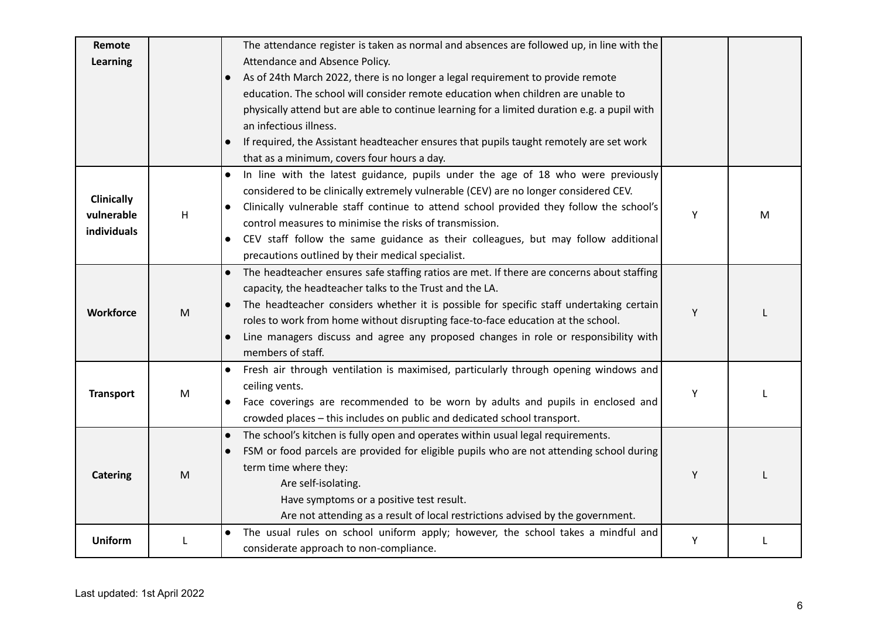| | | | | |
|---|---|---|---|---|
| **Remote Learning** | | The attendance register is taken as normal and absences are followed up, in line with the Attendance and Absence Policy.<br>● As of 24th March 2022, there is no longer a legal requirement to provide remote education. The school will consider remote education when children are unable to physically attend but are able to continue learning for a limited duration e.g. a pupil with an infectious illness.<br>● If required, the Assistant headteacher ensures that pupils taught remotely are set work that as a minimum, covers four hours a day. | | |
| **Clinically vulnerable individuals** | H | ● In line with the latest guidance, pupils under the age of 18 who were previously considered to be clinically extremely vulnerable (CEV) are no longer considered CEV.<br>● Clinically vulnerable staff continue to attend school provided they follow the school's control measures to minimise the risks of transmission.<br>● CEV staff follow the same guidance as their colleagues, but may follow additional precautions outlined by their medical specialist. | Y | M |
| **Workforce** | M | ● The headteacher ensures safe staffing ratios are met. If there are concerns about staffing capacity, the headteacher talks to the Trust and the LA.<br>● The headteacher considers whether it is possible for specific staff undertaking certain roles to work from home without disrupting face-to-face education at the school.<br>● Line managers discuss and agree any proposed changes in role or responsibility with members of staff. | Y | L |
| **Transport** | M | ● Fresh air through ventilation is maximised, particularly through opening windows and ceiling vents.<br>● Face coverings are recommended to be worn by adults and pupils in enclosed and crowded places – this includes on public and dedicated school transport. | Y | L |
| **Catering** | M | ● The school's kitchen is fully open and operates within usual legal requirements.<br>● FSM or food parcels are provided for eligible pupils who are not attending school during term time where they:<br>Are self-isolating.<br>Have symptoms or a positive test result.<br>Are not attending as a result of local restrictions advised by the government. | Y | L |
| **Uniform** | L | ● The usual rules on school uniform apply; however, the school takes a mindful and considerate approach to non-compliance. | Y | L |

Last updated: 1st April 2022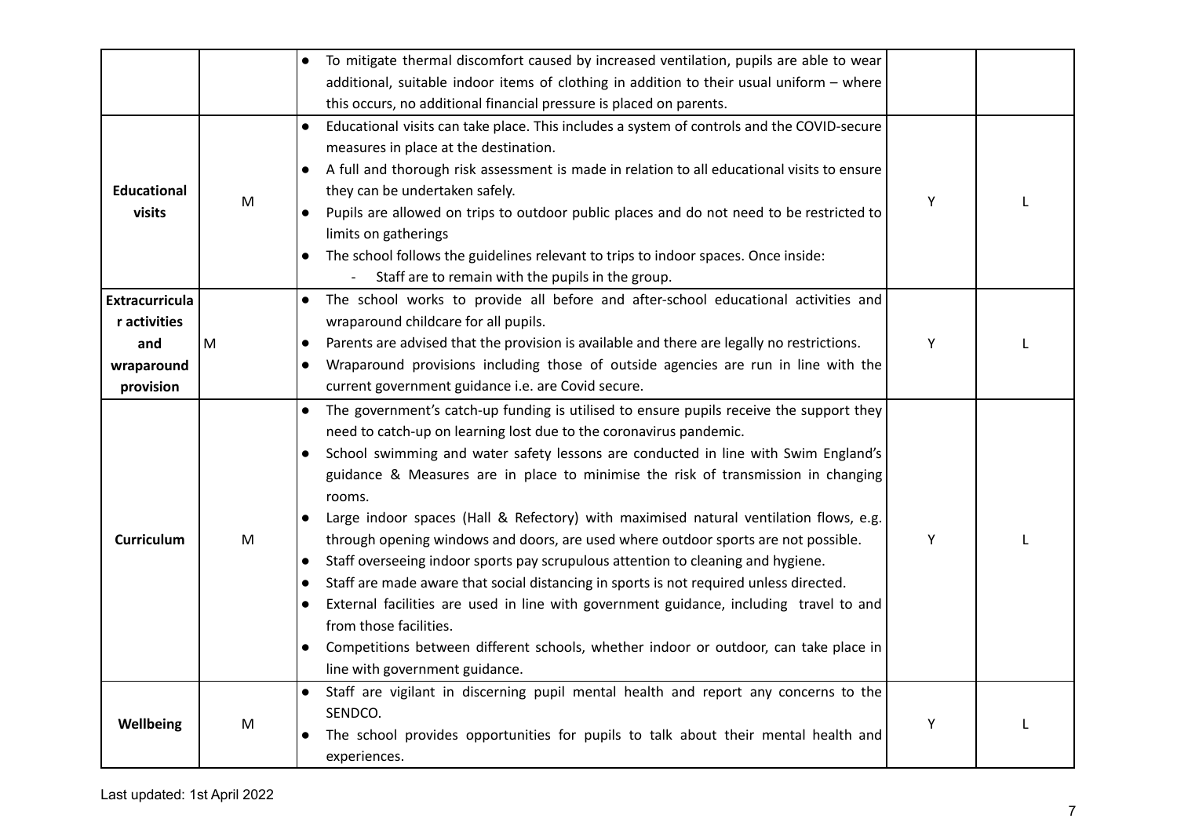| | | | | |
|---|---|---|---|---|
| | | • To mitigate thermal discomfort caused by increased ventilation, pupils are able to wear additional, suitable indoor items of clothing in addition to their usual uniform – where this occurs, no additional financial pressure is placed on parents. | | |
| **Educational visits** | M | • Educational visits can take place. This includes a system of controls and the COVID-secure measures in place at the destination.<br>• A full and thorough risk assessment is made in relation to all educational visits to ensure they can be undertaken safely.<br>• Pupils are allowed on trips to outdoor public places and do not need to be restricted to limits on gatherings<br>• The school follows the guidelines relevant to trips to indoor spaces. Once inside:<br>  - Staff are to remain with the pupils in the group. | Y | L |
| **Extracurricular activities and wraparound provision** | M | • The school works to provide all before and after-school educational activities and wraparound childcare for all pupils.<br>• Parents are advised that the provision is available and there are legally no restrictions.<br>• Wraparound provisions including those of outside agencies are run in line with the current government guidance i.e. are Covid secure. | Y | L |
| **Curriculum** | M | • The government's catch-up funding is utilised to ensure pupils receive the support they need to catch-up on learning lost due to the coronavirus pandemic.<br>• School swimming and water safety lessons are conducted in line with Swim England's guidance & Measures are in place to minimise the risk of transmission in changing rooms.<br>• Large indoor spaces (Hall & Refectory) with maximised natural ventilation flows, e.g. through opening windows and doors, are used where outdoor sports are not possible.<br>• Staff overseeing indoor sports pay scrupulous attention to cleaning and hygiene.<br>• Staff are made aware that social distancing in sports is not required unless directed.<br>• External facilities are used in line with government guidance, including travel to and from those facilities.<br>• Competitions between different schools, whether indoor or outdoor, can take place in line with government guidance. | Y | L |
| **Wellbeing** | M | • Staff are vigilant in discerning pupil mental health and report any concerns to the SENDCO.<br>• The school provides opportunities for pupils to talk about their mental health and experiences. | Y | L |

Last updated: 1st April 2022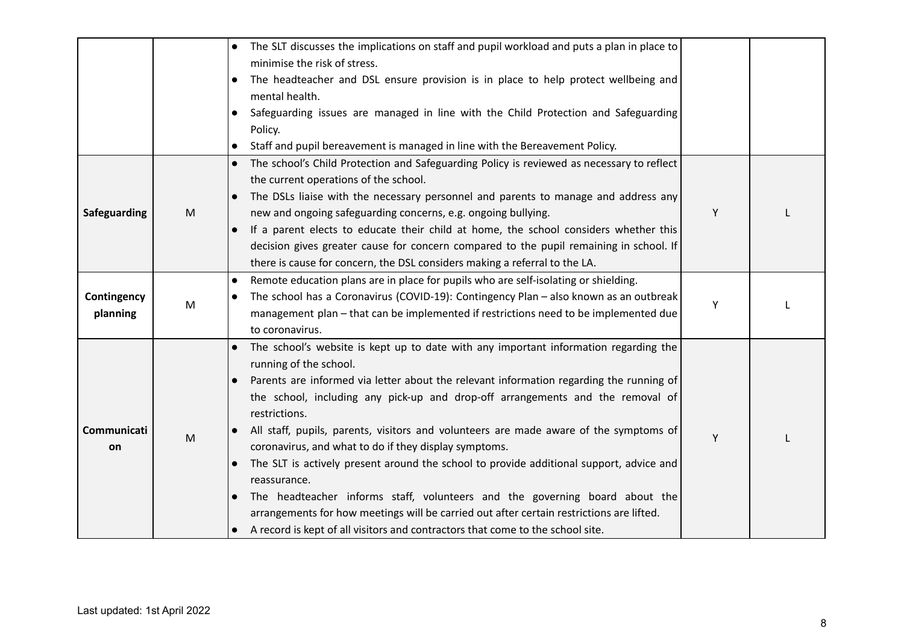| | | | | |
|---|---|---|---|---|
| | | • The SLT discusses the implications on staff and pupil workload and puts a plan in place to minimise the risk of stress.<br>• The headteacher and DSL ensure provision is in place to help protect wellbeing and mental health.<br>• Safeguarding issues are managed in line with the Child Protection and Safeguarding Policy.<br>• Staff and pupil bereavement is managed in line with the Bereavement Policy. | | |
| **Safeguarding** | M | • The school's Child Protection and Safeguarding Policy is reviewed as necessary to reflect the current operations of the school.<br>• The DSLs liaise with the necessary personnel and parents to manage and address any new and ongoing safeguarding concerns, e.g. ongoing bullying.<br>• If a parent elects to educate their child at home, the school considers whether this decision gives greater cause for concern compared to the pupil remaining in school. If there is cause for concern, the DSL considers making a referral to the LA. | Y | L |
| **Contingency planning** | M | • Remote education plans are in place for pupils who are self-isolating or shielding.<br>• The school has a Coronavirus (COVID-19): Contingency Plan – also known as an outbreak management plan – that can be implemented if restrictions need to be implemented due to coronavirus. | Y | L |
| **Communication** | M | • The school's website is kept up to date with any important information regarding the running of the school.<br>• Parents are informed via letter about the relevant information regarding the running of the school, including any pick-up and drop-off arrangements and the removal of restrictions.<br>• All staff, pupils, parents, visitors and volunteers are made aware of the symptoms of coronavirus, and what to do if they display symptoms.<br>• The SLT is actively present around the school to provide additional support, advice and reassurance.<br>• The headteacher informs staff, volunteers and the governing board about the arrangements for how meetings will be carried out after certain restrictions are lifted.<br>• A record is kept of all visitors and contractors that come to the school site. | Y | L |

Last updated: 1st April 2022